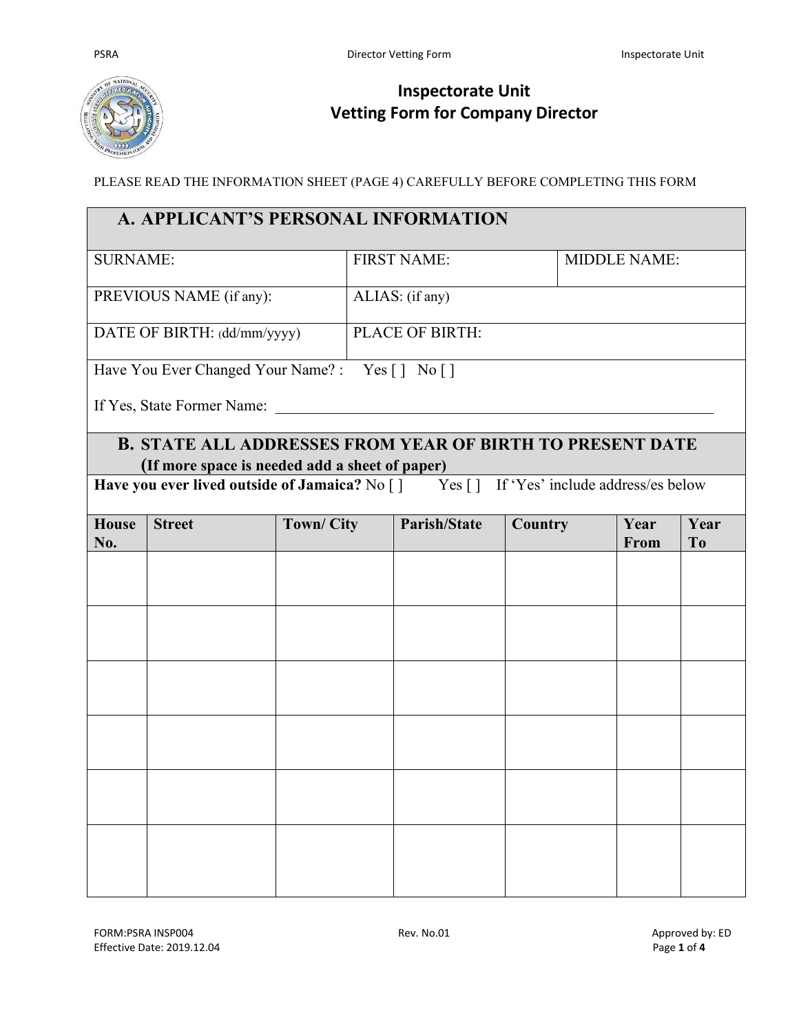# Inspectorate Unit
# Vetting Form for Company Director

PLEASE READ THE INFORMATION SHEET (PAGE 4) CAREFULLY BEFORE COMPLETING THIS FORM

## A. APPLICANT'S PERSONAL INFORMATION

| SURNAME: | FIRST NAME: | MIDDLE NAME: |
|---|---|---|
| PREVIOUS NAME (if any): | ALIAS: (if any) | |
| DATE OF BIRTH: (dd/mm/yyyy) | PLACE OF BIRTH: | |

Have You Ever Changed Your Name? : Yes [ ] No [ ]

If Yes, State Former Name: ____________________________________________

## B. STATE ALL ADDRESSES FROM YEAR OF BIRTH TO PRESENT DATE (If more space is needed add a sheet of paper)

**Have you ever lived outside of Jamaica?** No [ ] Yes [ ] If 'Yes' include address/es below

| House No. | Street | Town/ City | Parish/State | Country | Year From | Year To |
|---|---|---|---|---|---|---|
| | | | | | | |
| | | | | | | |
| | | | | | | |
| | | | | | | |
| | | | | | | |
| | | | | | | |

FORM:PSRA INSP004 Rev. No.01 Approved by: ED
Effective Date: 2019.12.04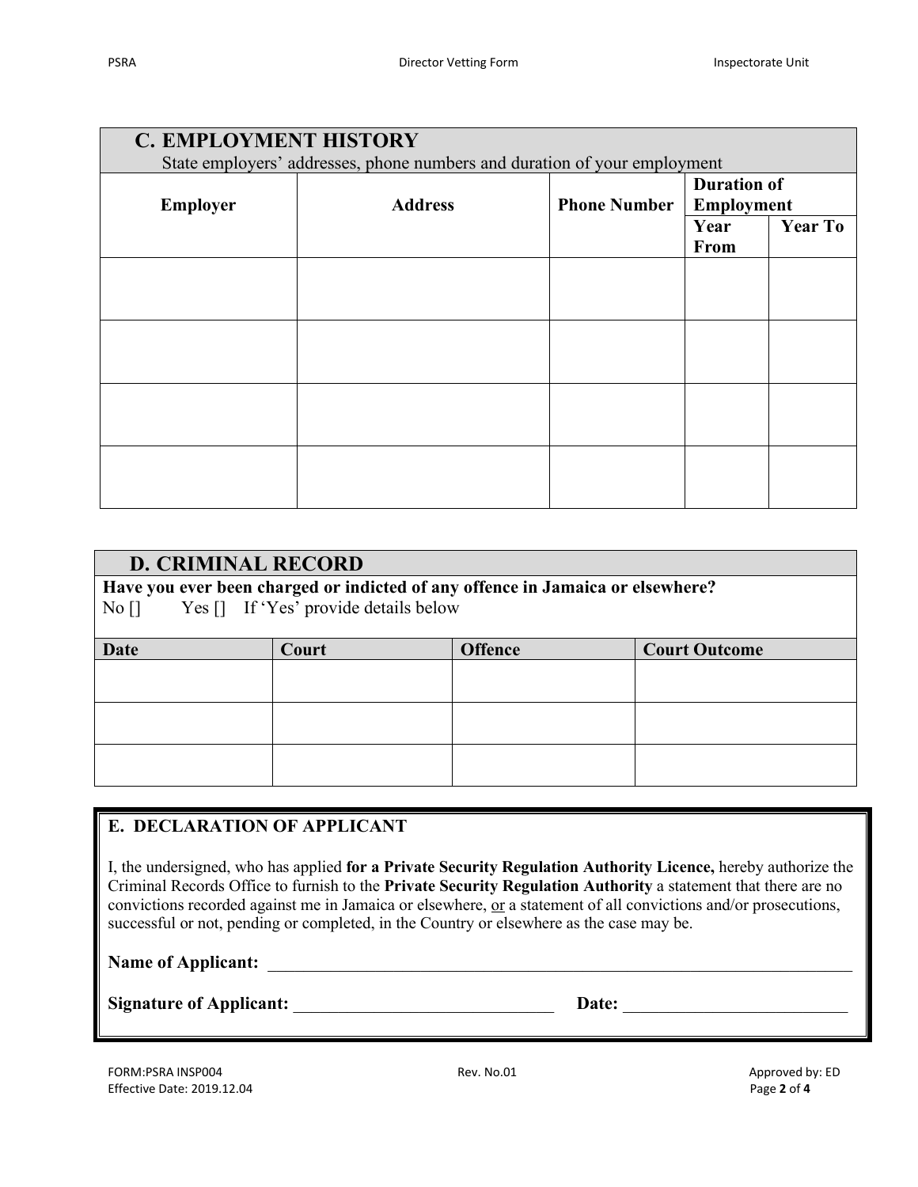## C. EMPLOYMENT HISTORY

State employers' addresses, phone numbers and duration of your employment

| Employer | Address | Phone Number | Duration of Employment | |
|---|---|---|---|---|
| | | | Year From | Year To |
| | | | | |
| | | | | |
| | | | | |
| | | | | |

## D. CRIMINAL RECORD

**Have you ever been charged or indicted of any offence in Jamaica or elsewhere?**

No [] Yes [] If 'Yes' provide details below

| Date | Court | Offence | Court Outcome |
|---|---|---|---|
| | | | |
| | | | |
| | | | |

## E. DECLARATION OF APPLICANT

I, the undersigned, who has applied **for a Private Security Regulation Authority Licence,** hereby authorize the Criminal Records Office to furnish to the **Private Security Regulation Authority** a statement that there are no convictions recorded against me in Jamaica or elsewhere, <u>or</u> a statement of all convictions and/or prosecutions, successful or not, pending or completed, in the Country or elsewhere as the case may be.

**Name of Applicant:** ______________________________________________________________

**Signature of Applicant:** ______________________________ **Date:** __________________________

FORM:PSRA INSP004 Rev. No.01 Approved by: ED
Effective Date: 2019.12.04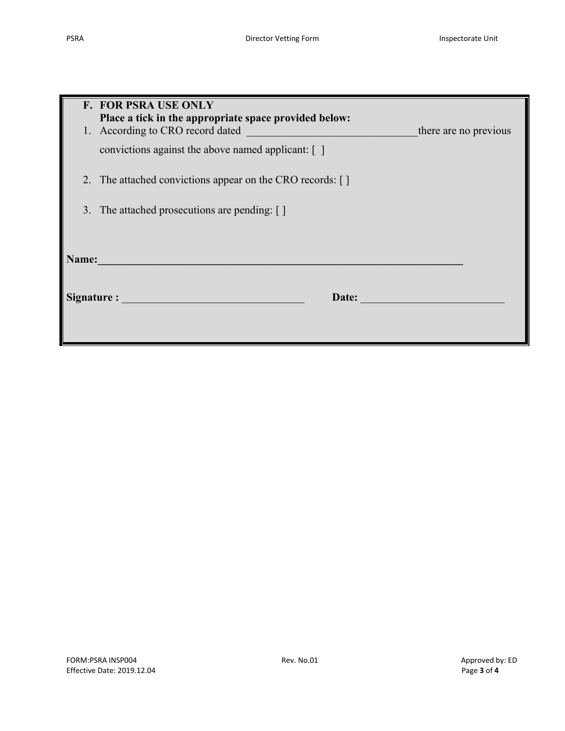## F. FOR PSRA USE ONLY

**Place a tick in the appropriate space provided below:**

1. According to CRO record dated ______________________________ there are no previous convictions against the above named applicant: [ ]
2. The attached convictions appear on the CRO records: [ ]
3. The attached prosecutions are pending: [ ]

**Name:**_________________________________________________________________

**Signature :** ________________________________ **Date:** _________________________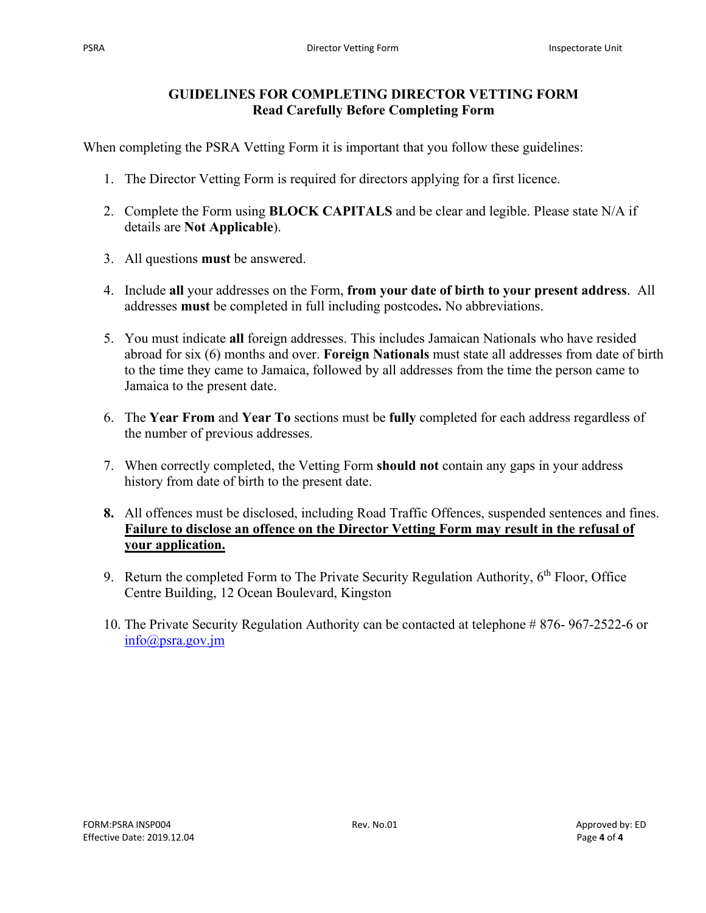## GUIDELINES FOR COMPLETING DIRECTOR VETTING FORM
**Read Carefully Before Completing Form**

When completing the PSRA Vetting Form it is important that you follow these guidelines:

1. The Director Vetting Form is required for directors applying for a first licence.

2. Complete the Form using **BLOCK CAPITALS** and be clear and legible. Please state N/A if details are **Not Applicable**).

3. All questions **must** be answered.

4. Include **all** your addresses on the Form, **from your date of birth to your present address**. All addresses **must** be completed in full including postcodes**.** No abbreviations.

5. You must indicate **all** foreign addresses. This includes Jamaican Nationals who have resided abroad for six (6) months and over. **Foreign Nationals** must state all addresses from date of birth to the time they came to Jamaica, followed by all addresses from the time the person came to Jamaica to the present date.

6. The **Year From** and **Year To** sections must be **fully** completed for each address regardless of the number of previous addresses.

7. When correctly completed, the Vetting Form **should not** contain any gaps in your address history from date of birth to the present date.

8. All offences must be disclosed, including Road Traffic Offences, suspended sentences and fines. **Failure to disclose an offence on the Director Vetting Form may result in the refusal of your application.**

9. Return the completed Form to The Private Security Regulation Authority, 6th Floor, Office Centre Building, 12 Ocean Boulevard, Kingston

10. The Private Security Regulation Authority can be contacted at telephone # 876- 967-2522-6 or info@psra.gov.jm

FORM:PSRA INSP004
Effective Date: 2019.12.04
Rev. No.01
Approved by: ED